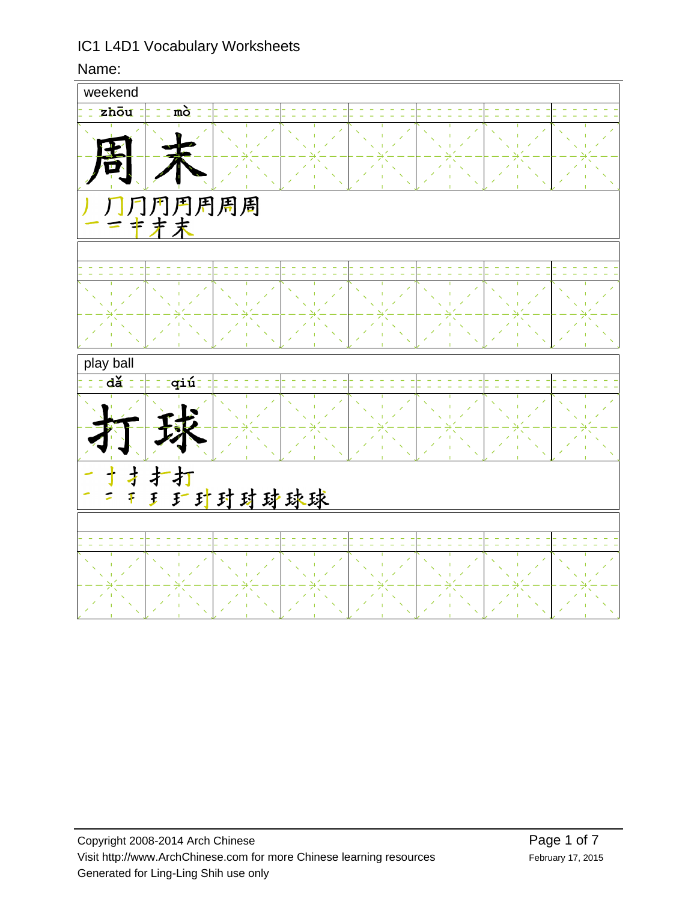IC1 L4D1 Vocabulary Worksheets

Name:

| weekend | | | | | | | |
|---|---|---|---|---|---|---|---|
| zhōu | mò | | | | | | |
| 周 | 末 | | | | | | |

丿 冂 刀 冂 用 用 周 周

一 二 丰 末 末

| play ball | | | | | | | |
|---|---|---|---|---|---|---|---|
| dǎ | qiú | | | | | | |
| 打 | 球 | | | | | | |

一 丨 扌 扌 打

一 二 千 王 王 玎 玎 玎 球 球 球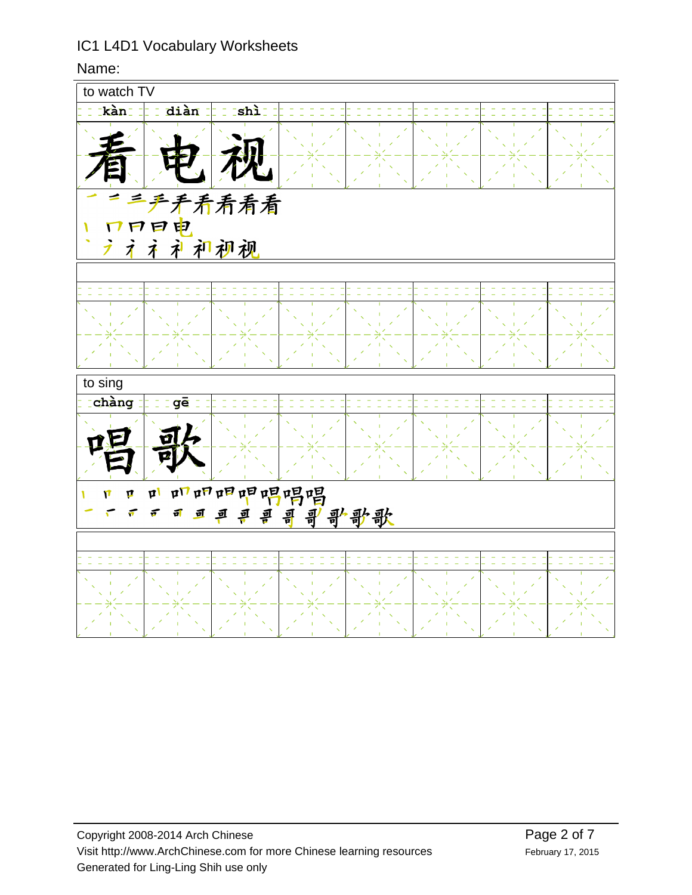IC1 L4D1 Vocabulary Worksheets

Name:

| to watch TV | | |
|---|---|---|
| kàn | diàn | shì |
| 看 | 电 | 视 |

看: 一 二 三 手 手 看 看 看 看

电: 丨 冂 冃 日 电

视: 丶 ㇇ 礻 礻 礻 初 初 视

| to sing | |
|---|---|
| chàng | gē |
| 唱 | 歌 |

唱: 丨 口 口 口 口 口 口 口 唱 唱 唱

歌: 一 丁 可 可 可 哥 哥 哥 哥 哥 哥 歌 歌 歌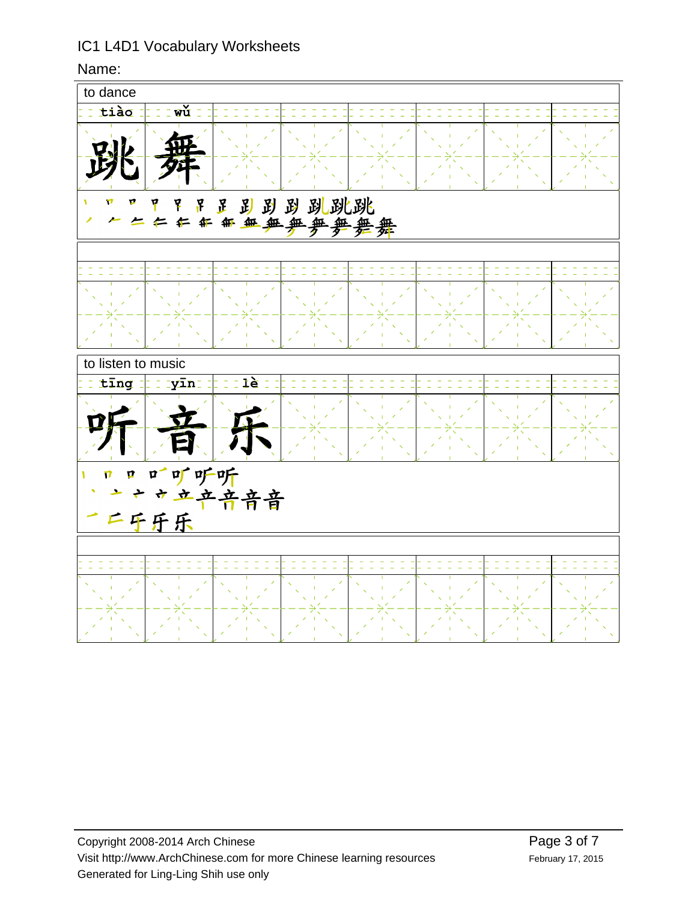IC1 L4D1 Vocabulary Worksheets

Name:

| to dance | | | | | | | |
|---|---|---|---|---|---|---|---|
| tiào | wǔ | | | | | | |
| 跳 | 舞 | | | | | | |

| to listen to music | | | | | | | |
|---|---|---|---|---|---|---|---|
| tīng | yīn | lè | | | | | |
| 听 | 音 | 乐 | | | | | |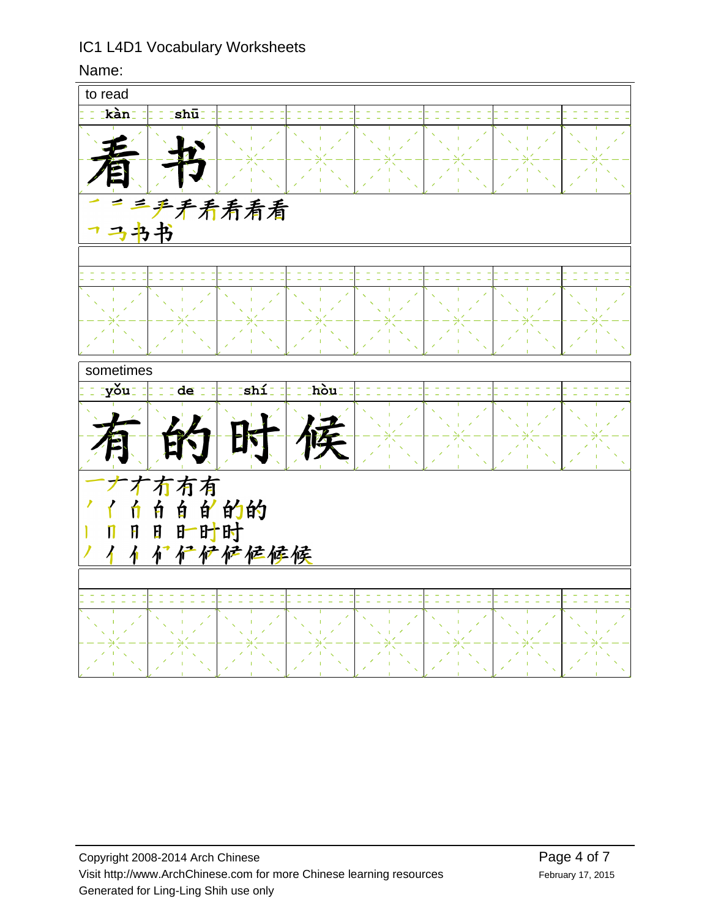IC1 L4D1 Vocabulary Worksheets

Name:

**to read**

| kàn | shū |
|---|---|
| 看 | 书 |

一 二 三 手 手 看 看 看 看

㇇ 马 书 书

**sometimes**

| yǒu | de | shí | hòu |
|---|---|---|---|
| 有 | 的 | 时 | 候 |

一 ナ 才 有 有 有

丿 亻 白 白 白 白 的 的

丨 冂 日 日 时 时 时

丿 亻 亻 亻 亻 亻 亻 侯 候 候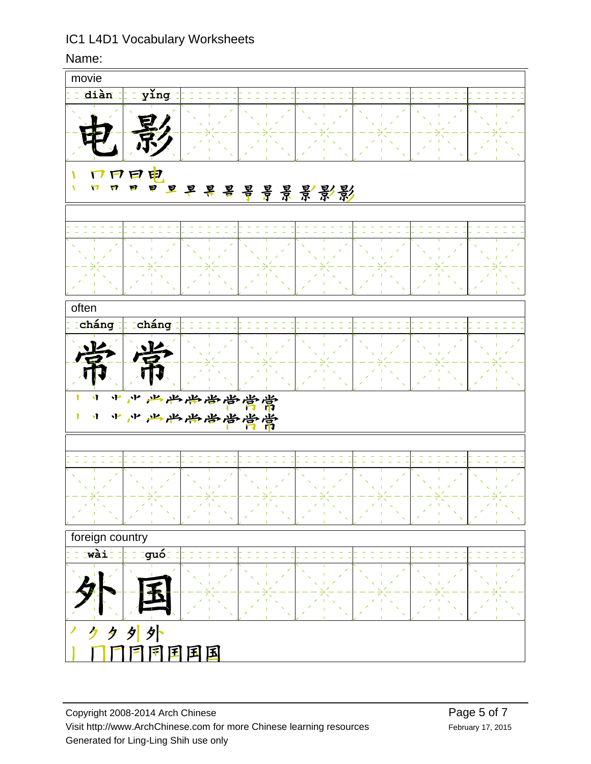# IC1 L4D1 Vocabulary Worksheets

Name:

## movie

| diàn | yǐng |
|---|---|
| 电 | 影 |

## often

| cháng | cháng |
|---|---|
| 常 | 常 |

## foreign country

| wài | guó |
|---|---|
| 外 | 国 |

Copyright 2008-2014 Arch Chinese
Visit http://www.ArchChinese.com for more Chinese learning resources
Generated for Ling-Ling Shih use only

February 17, 2015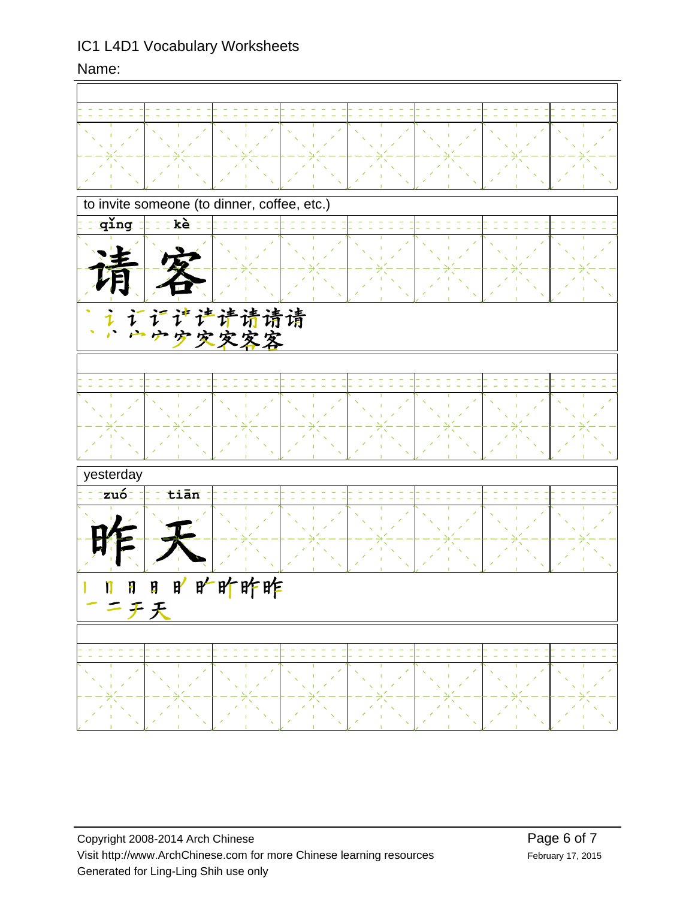IC1 L4D1 Vocabulary Worksheets

Name:

to invite someone (to dinner, coffee, etc.)

| qǐng | kè |
|---|---|
| 请 | 客 |

丶 讠 讠 讠 讠 讠 讠 请 请 请

丶 丶 宀 宀 宀 灾 灾 客 客

yesterday

| zuó | tiān |
|---|---|
| 昨 | 天 |

丨 冂 日 日 日 昨 昨 昨 昨

一 二 チ 天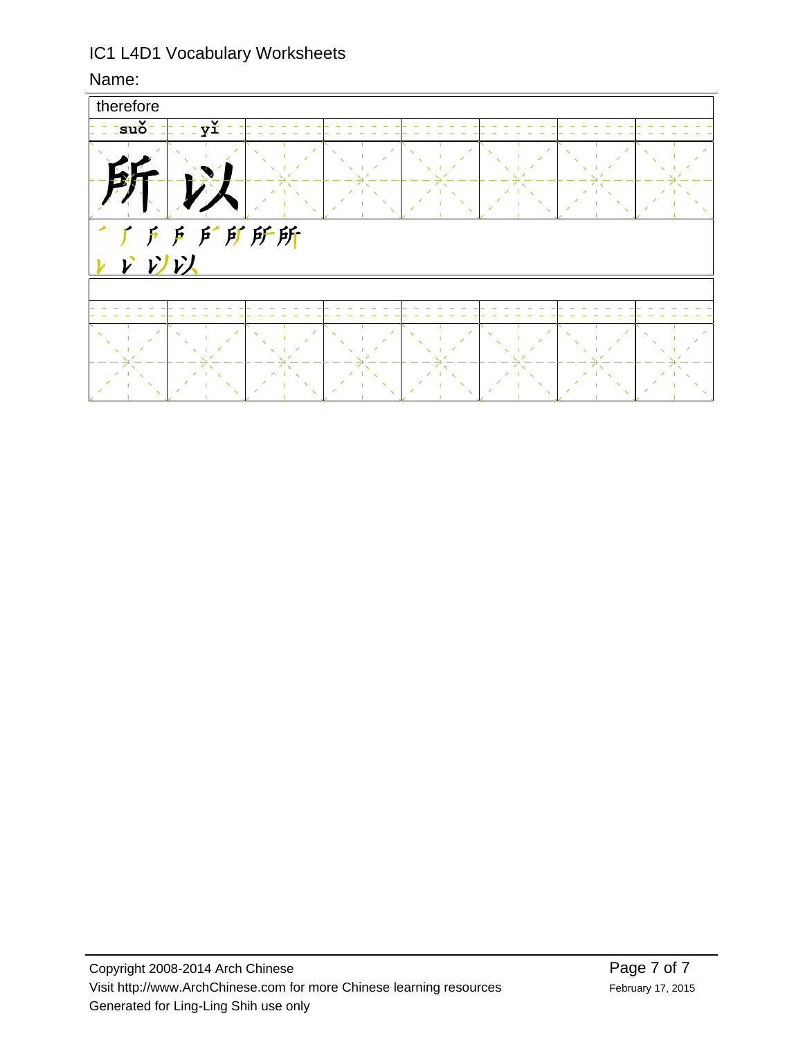IC1 L4D1 Vocabulary Worksheets

Name:

| therefore | | | | | | | |
|---|---|---|---|---|---|---|---|
| suǒ | yǐ | | | | | | |
| 所 | 以 | | | | | | |

| |
|---|
| | | | | | | | |
|---|---|---|---|---|---|---|---|
| | | | | | | | |
| | | | | | | | |

Copyright 2008-2014 Arch Chinese
Visit http://www.ArchChinese.com for more Chinese learning resources
Generated for Ling-Ling Shih use only

February 17, 2015